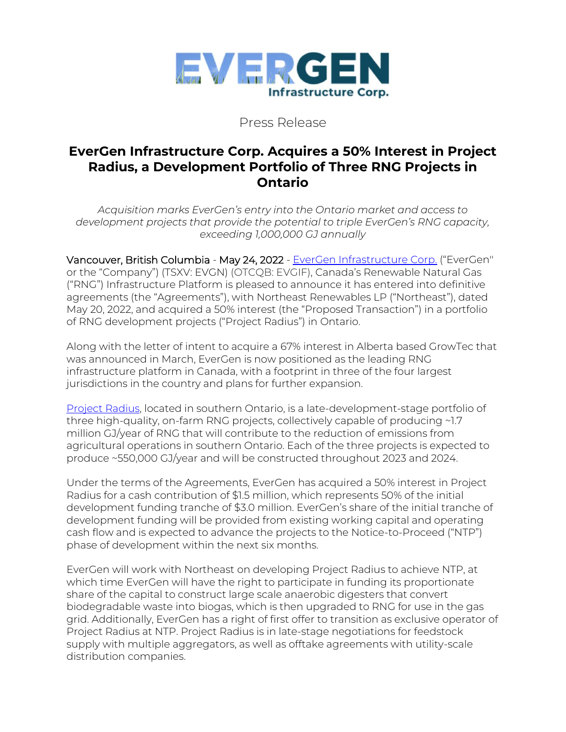EVERGEN Infrastructure Corp.

Press Release

# EverGen Infrastructure Corp. Acquires a 50% Interest in Project Radius, a Development Portfolio of Three RNG Projects in Ontario

*Acquisition marks EverGen's entry into the Ontario market and access to development projects that provide the potential to triple EverGen's RNG capacity, exceeding 1,000,000 GJ annually*

Vancouver, British Columbia - May 24, 2022 - EverGen Infrastructure Corp. ("EverGen" or the "Company") (TSXV: EVGN) (OTCQB: EVGIF), Canada's Renewable Natural Gas ("RNG") Infrastructure Platform is pleased to announce it has entered into definitive agreements (the "Agreements"), with Northeast Renewables LP ("Northeast"), dated May 20, 2022, and acquired a 50% interest (the "Proposed Transaction") in a portfolio of RNG development projects ("Project Radius") in Ontario.

Along with the letter of intent to acquire a 67% interest in Alberta based GrowTec that was announced in March, EverGen is now positioned as the leading RNG infrastructure platform in Canada, with a footprint in three of the four largest jurisdictions in the country and plans for further expansion.

Project Radius, located in southern Ontario, is a late-development-stage portfolio of three high-quality, on-farm RNG projects, collectively capable of producing ~1.7 million GJ/year of RNG that will contribute to the reduction of emissions from agricultural operations in southern Ontario. Each of the three projects is expected to produce ~550,000 GJ/year and will be constructed throughout 2023 and 2024.

Under the terms of the Agreements, EverGen has acquired a 50% interest in Project Radius for a cash contribution of $1.5 million, which represents 50% of the initial development funding tranche of $3.0 million. EverGen's share of the initial tranche of development funding will be provided from existing working capital and operating cash flow and is expected to advance the projects to the Notice-to-Proceed ("NTP") phase of development within the next six months.

EverGen will work with Northeast on developing Project Radius to achieve NTP, at which time EverGen will have the right to participate in funding its proportionate share of the capital to construct large scale anaerobic digesters that convert biodegradable waste into biogas, which is then upgraded to RNG for use in the gas grid. Additionally, EverGen has a right of first offer to transition as exclusive operator of Project Radius at NTP. Project Radius is in late-stage negotiations for feedstock supply with multiple aggregators, as well as offtake agreements with utility-scale distribution companies.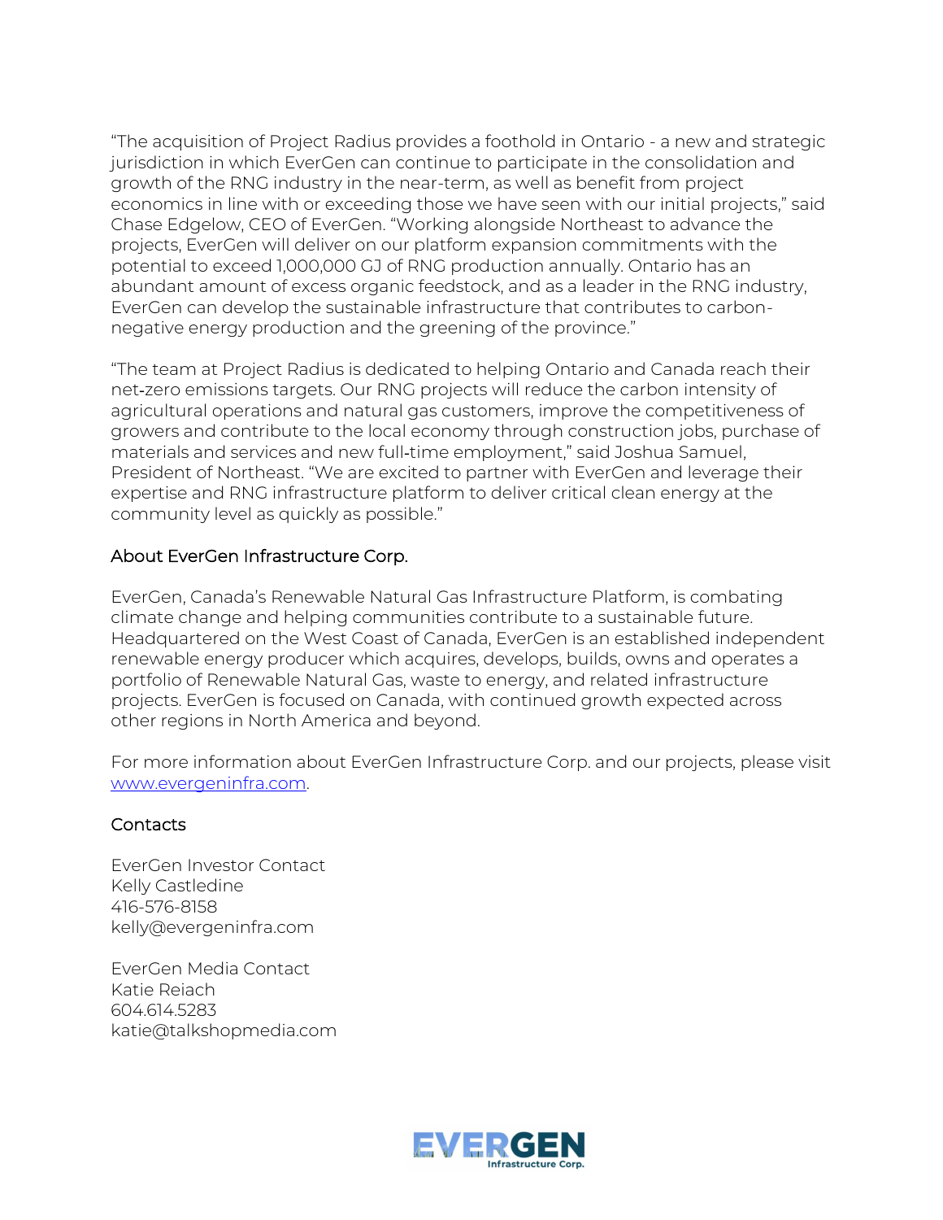"The acquisition of Project Radius provides a foothold in Ontario - a new and strategic jurisdiction in which EverGen can continue to participate in the consolidation and growth of the RNG industry in the near-term, as well as benefit from project economics in line with or exceeding those we have seen with our initial projects," said Chase Edgelow, CEO of EverGen. "Working alongside Northeast to advance the projects, EverGen will deliver on our platform expansion commitments with the potential to exceed 1,000,000 GJ of RNG production annually. Ontario has an abundant amount of excess organic feedstock, and as a leader in the RNG industry, EverGen can develop the sustainable infrastructure that contributes to carbon-negative energy production and the greening of the province."

"The team at Project Radius is dedicated to helping Ontario and Canada reach their net-zero emissions targets. Our RNG projects will reduce the carbon intensity of agricultural operations and natural gas customers, improve the competitiveness of growers and contribute to the local economy through construction jobs, purchase of materials and services and new full-time employment," said Joshua Samuel, President of Northeast. "We are excited to partner with EverGen and leverage their expertise and RNG infrastructure platform to deliver critical clean energy at the community level as quickly as possible."

## About EverGen Infrastructure Corp.

EverGen, Canada's Renewable Natural Gas Infrastructure Platform, is combating climate change and helping communities contribute to a sustainable future. Headquartered on the West Coast of Canada, EverGen is an established independent renewable energy producer which acquires, develops, builds, owns and operates a portfolio of Renewable Natural Gas, waste to energy, and related infrastructure projects. EverGen is focused on Canada, with continued growth expected across other regions in North America and beyond.

For more information about EverGen Infrastructure Corp. and our projects, please visit [www.evergeninfra.com](www.evergeninfra.com).

## Contacts

EverGen Investor Contact
Kelly Castledine
416-576-8158
kelly@evergeninfra.com

EverGen Media Contact
Katie Reiach
604.614.5283
katie@talkshopmedia.com

EVERGEN Infrastructure Corp.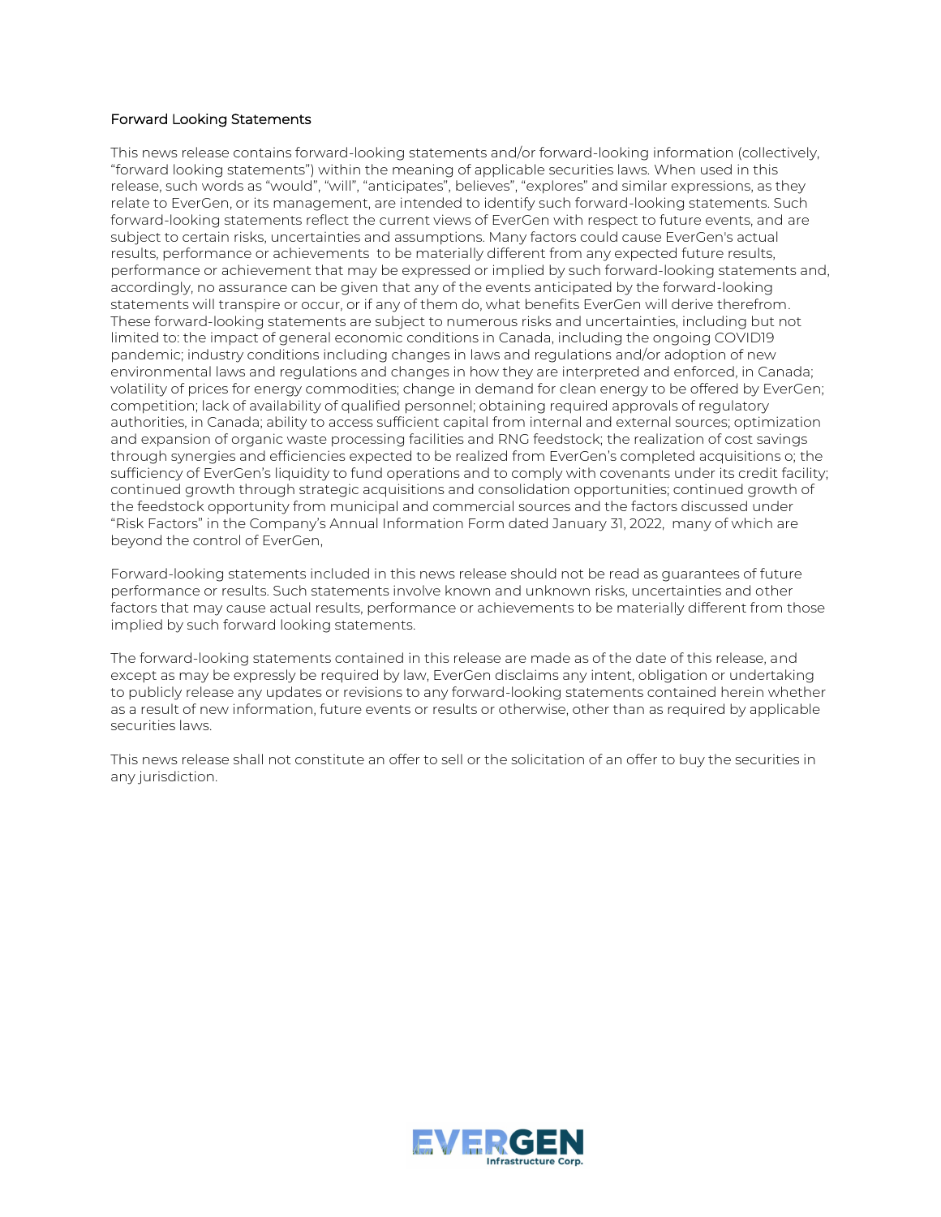### Forward Looking Statements

This news release contains forward-looking statements and/or forward-looking information (collectively, "forward looking statements") within the meaning of applicable securities laws. When used in this release, such words as "would", "will", "anticipates", believes", "explores" and similar expressions, as they relate to EverGen, or its management, are intended to identify such forward-looking statements. Such forward-looking statements reflect the current views of EverGen with respect to future events, and are subject to certain risks, uncertainties and assumptions. Many factors could cause EverGen's actual results, performance or achievements to be materially different from any expected future results, performance or achievement that may be expressed or implied by such forward-looking statements and, accordingly, no assurance can be given that any of the events anticipated by the forward-looking statements will transpire or occur, or if any of them do, what benefits EverGen will derive therefrom. These forward-looking statements are subject to numerous risks and uncertainties, including but not limited to: the impact of general economic conditions in Canada, including the ongoing COVID19 pandemic; industry conditions including changes in laws and regulations and/or adoption of new environmental laws and regulations and changes in how they are interpreted and enforced, in Canada; volatility of prices for energy commodities; change in demand for clean energy to be offered by EverGen; competition; lack of availability of qualified personnel; obtaining required approvals of regulatory authorities, in Canada; ability to access sufficient capital from internal and external sources; optimization and expansion of organic waste processing facilities and RNG feedstock; the realization of cost savings through synergies and efficiencies expected to be realized from EverGen's completed acquisitions o; the sufficiency of EverGen's liquidity to fund operations and to comply with covenants under its credit facility; continued growth through strategic acquisitions and consolidation opportunities; continued growth of the feedstock opportunity from municipal and commercial sources and the factors discussed under "Risk Factors" in the Company's Annual Information Form dated January 31, 2022, many of which are beyond the control of EverGen,

Forward-looking statements included in this news release should not be read as guarantees of future performance or results. Such statements involve known and unknown risks, uncertainties and other factors that may cause actual results, performance or achievements to be materially different from those implied by such forward looking statements.

The forward-looking statements contained in this release are made as of the date of this release, and except as may be expressly be required by law, EverGen disclaims any intent, obligation or undertaking to publicly release any updates or revisions to any forward-looking statements contained herein whether as a result of new information, future events or results or otherwise, other than as required by applicable securities laws.

This news release shall not constitute an offer to sell or the solicitation of an offer to buy the securities in any jurisdiction.